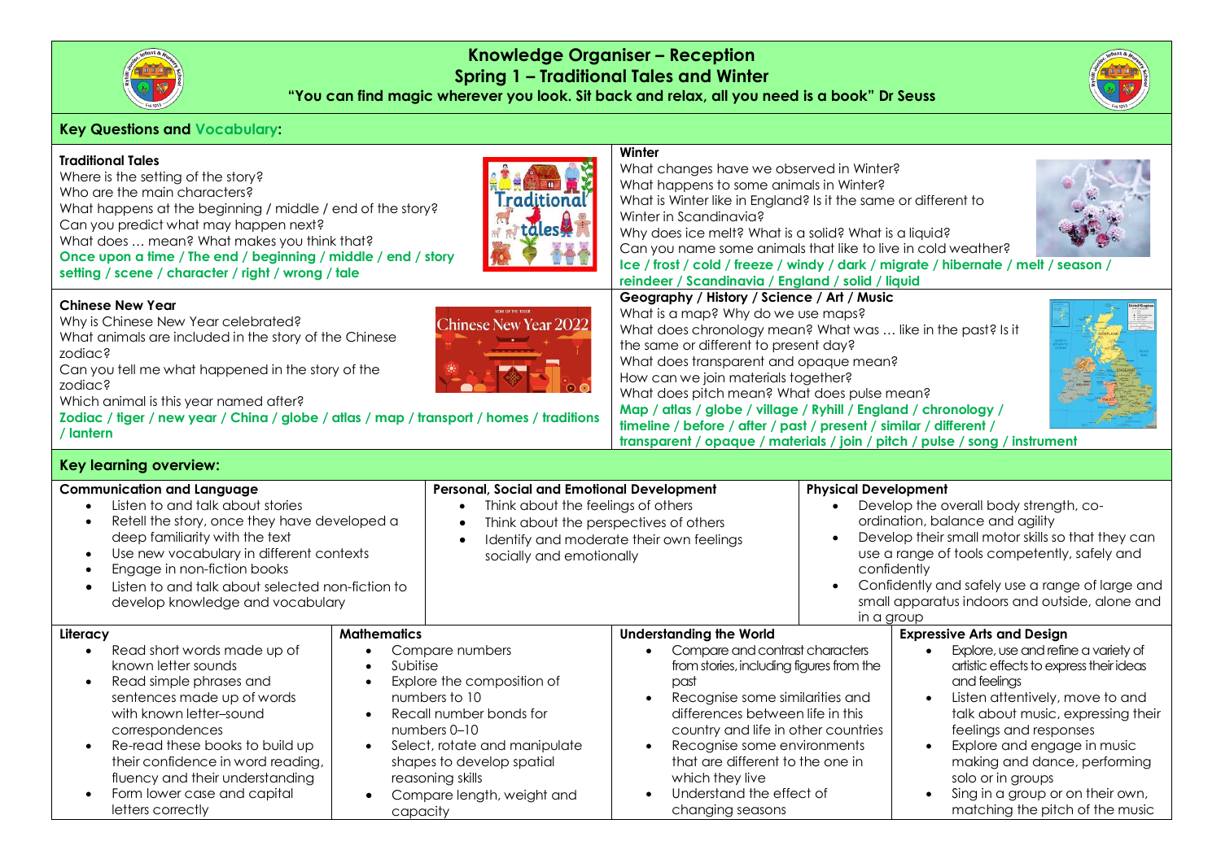# Knowledge Organiser – Reception
## Spring 1 – Traditional Tales and Winter
**"You can find magic wherever you look. Sit back and relax, all you need is a book" Dr Seuss**

## Key Questions and Vocabulary:

### Traditional Tales
Where is the setting of the story?
Who are the main characters?
What happens at the beginning / middle / end of the story?
Can you predict what may happen next?
What does … mean? What makes you think that?
**Once upon a time / The end / beginning / middle / end / story setting / scene / character / right / wrong / tale**

### Winter
What changes have we observed in Winter?
What happens to some animals in Winter?
What is Winter like in England? Is it the same or different to Winter in Scandinavia?
Why does ice melt? What is a solid? What is a liquid?
Can you name some animals that like to live in cold weather?
**Ice / frost / cold / freeze / windy / dark / migrate / hibernate / melt / season / reindeer / Scandinavia / England / solid / liquid**

### Chinese New Year
Why is Chinese New Year celebrated?
What animals are included in the story of the Chinese zodiac?
Can you tell me what happened in the story of the zodiac?
Which animal is this year named after?
**Zodiac / tiger / new year / China / globe / atlas / map / transport / homes / traditions / lantern**

### Geography / History / Science / Art / Music
What is a map? Why do we use maps?
What does chronology mean? What was … like in the past? Is it the same or different to present day?
What does transparent and opaque mean?
How can we join materials together?
What does pitch mean? What does pulse mean?
**Map / atlas / globe / village / Ryhill / England / chronology / timeline / before / after / past / present / similar / different / transparent / opaque / materials / join / pitch / pulse / song / instrument**

## Key learning overview:

### Communication and Language
- Listen to and talk about stories
- Retell the story, once they have developed a deep familiarity with the text
- Use new vocabulary in different contexts
- Engage in non-fiction books
- Listen to and talk about selected non-fiction to develop knowledge and vocabulary

### Personal, Social and Emotional Development
- Think about the feelings of others
- Think about the perspectives of others
- Identify and moderate their own feelings socially and emotionally

### Physical Development
- Develop the overall body strength, co-ordination, balance and agility
- Develop their small motor skills so that they can use a range of tools competently, safely and confidently
- Confidently and safely use a range of large and small apparatus indoors and outside, alone and in a group

### Literacy
- Read short words made up of known letter sounds
- Read simple phrases and sentences made up of words with known letter–sound correspondences
- Re-read these books to build up their confidence in word reading, fluency and their understanding
- Form lower case and capital letters correctly

### Mathematics
- Compare numbers
- Subitise
- Explore the composition of numbers to 10
- Recall number bonds for numbers 0–10
- Select, rotate and manipulate shapes to develop spatial reasoning skills
- Compare length, weight and capacity

### Understanding the World
- Compare and contrast characters from stories, including figures from the past
- Recognise some similarities and differences between life in this country and life in other countries
- Recognise some environments that are different to the one in which they live
- Understand the effect of changing seasons

### Expressive Arts and Design
- Explore, use and refine a variety of artistic effects to express their ideas and feelings
- Listen attentively, move to and talk about music, expressing their feelings and responses
- Explore and engage in music making and dance, performing solo or in groups
- Sing in a group or on their own, matching the pitch of the music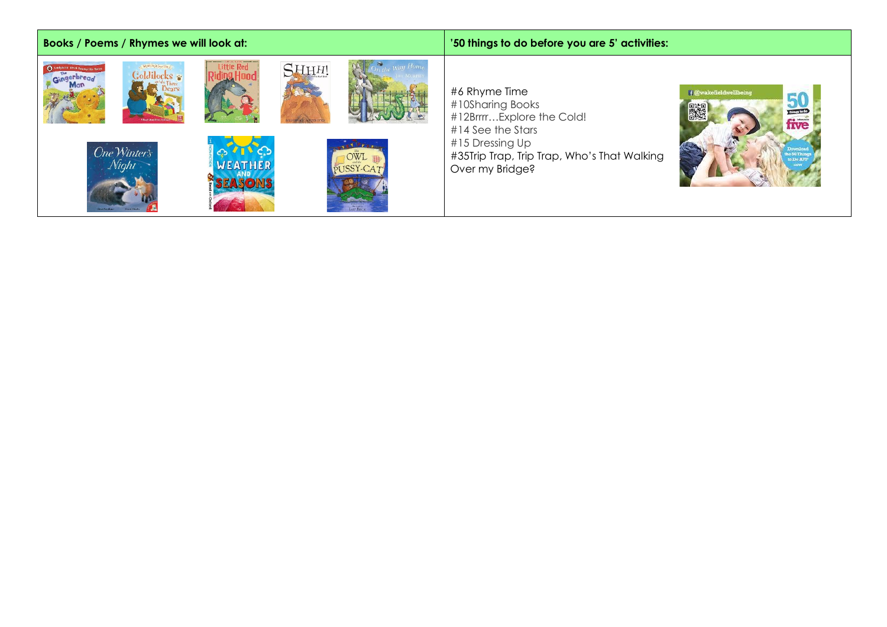| Books / Poems / Rhymes we will look at: | '50 things to do before you are 5' activities: |
| --- | --- |
| | #6 Rhyme Time<br>#10Sharing Books<br>#12Brrrr…Explore the Cold!<br>#14 See the Stars<br>#15 Dressing Up<br>#35Trip Trap, Trip Trap, Who's That Walking Over my Bridge? |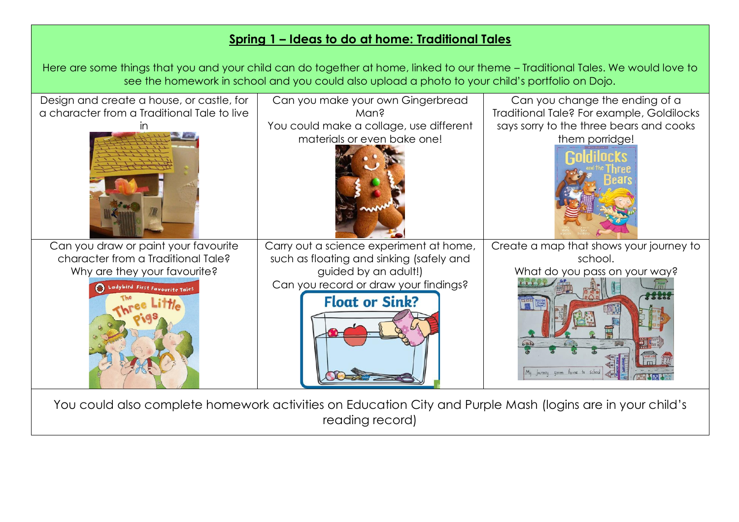## Spring 1 – Ideas to do at home: Traditional Tales

Here are some things that you and your child can do together at home, linked to our theme – Traditional Tales. We would love to see the homework in school and you could also upload a photo to your child's portfolio on Dojo.

| | | |
|---|---|---|
| Design and create a house, or castle, for a character from a Traditional Tale to live in | Can you make your own Gingerbread Man? You could make a collage, use different materials or even bake one! | Can you change the ending of a Traditional Tale? For example, Goldilocks says sorry to the three bears and cooks them porridge! |
| Can you draw or paint your favourite character from a Traditional Tale? Why are they your favourite? | Carry out a science experiment at home, such as floating and sinking (safely and guided by an adult!) Can you record or draw your findings? | Create a map that shows your journey to school. What do you pass on your way? |

You could also complete homework activities on Education City and Purple Mash (logins are in your child's reading record)